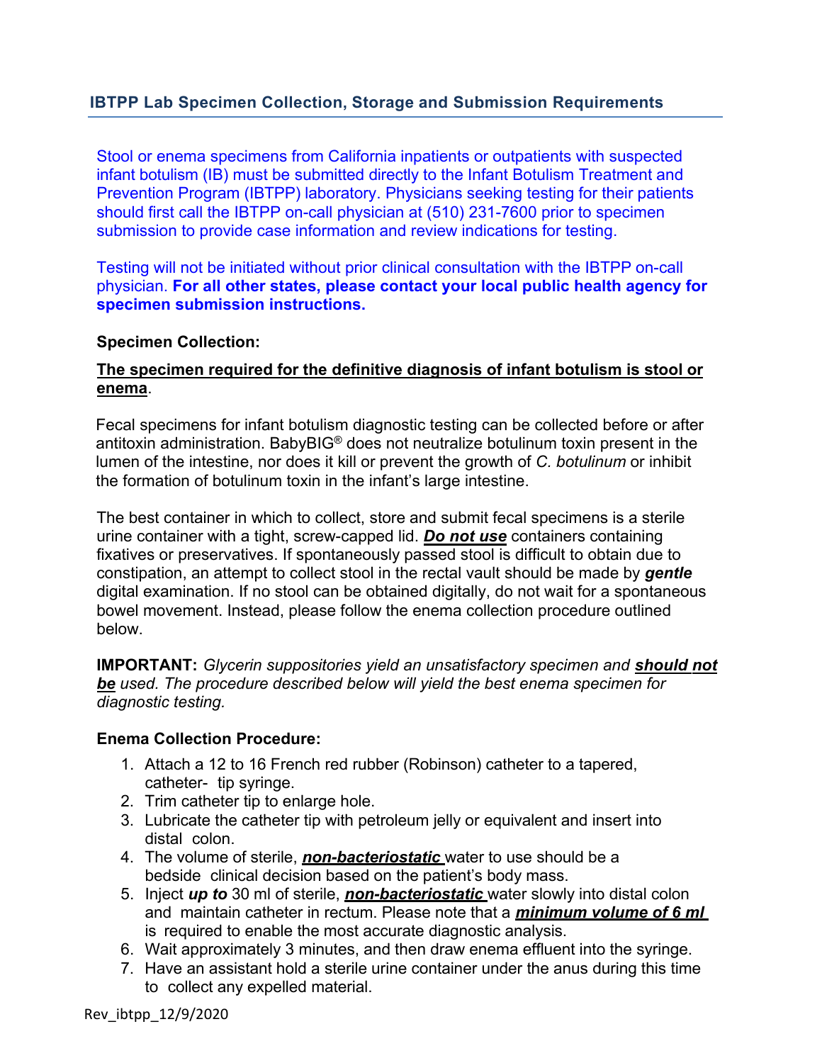## IBTPP Lab Specimen Collection, Storage and Submission Requirements

Stool or enema specimens from California inpatients or outpatients with suspected infant botulism (IB) must be submitted directly to the Infant Botulism Treatment and Prevention Program (IBTPP) laboratory. Physicians seeking testing for their patients should first call the IBTPP on-call physician at (510) 231-7600 prior to specimen submission to provide case information and review indications for testing.

Testing will not be initiated without prior clinical consultation with the IBTPP on-call physician. **For all other states, please contact your local public health agency for specimen submission instructions.**

### Specimen Collection:

**The specimen required for the definitive diagnosis of infant botulism is stool or enema**.

Fecal specimens for infant botulism diagnostic testing can be collected before or after antitoxin administration. BabyBIG® does not neutralize botulinum toxin present in the lumen of the intestine, nor does it kill or prevent the growth of *C. botulinum* or inhibit the formation of botulinum toxin in the infant's large intestine.

The best container in which to collect, store and submit fecal specimens is a sterile urine container with a tight, screw-capped lid. ***Do not use*** containers containing fixatives or preservatives. If spontaneously passed stool is difficult to obtain due to constipation, an attempt to collect stool in the rectal vault should be made by ***gentle*** digital examination. If no stool can be obtained digitally, do not wait for a spontaneous bowel movement. Instead, please follow the enema collection procedure outlined below.

**IMPORTANT:** *Glycerin suppositories yield an unsatisfactory specimen and* ***should not be*** *used. The procedure described below will yield the best enema specimen for diagnostic testing.*

### Enema Collection Procedure:

1. Attach a 12 to 16 French red rubber (Robinson) catheter to a tapered, catheter- tip syringe.
2. Trim catheter tip to enlarge hole.
3. Lubricate the catheter tip with petroleum jelly or equivalent and insert into distal colon.
4. The volume of sterile, ***non-bacteriostatic*** water to use should be a bedside clinical decision based on the patient's body mass.
5. Inject ***up to*** 30 ml of sterile, ***non-bacteriostatic*** water slowly into distal colon and maintain catheter in rectum. Please note that a ***minimum volume of 6 ml*** is required to enable the most accurate diagnostic analysis.
6. Wait approximately 3 minutes, and then draw enema effluent into the syringe.
7. Have an assistant hold a sterile urine container under the anus during this time to collect any expelled material.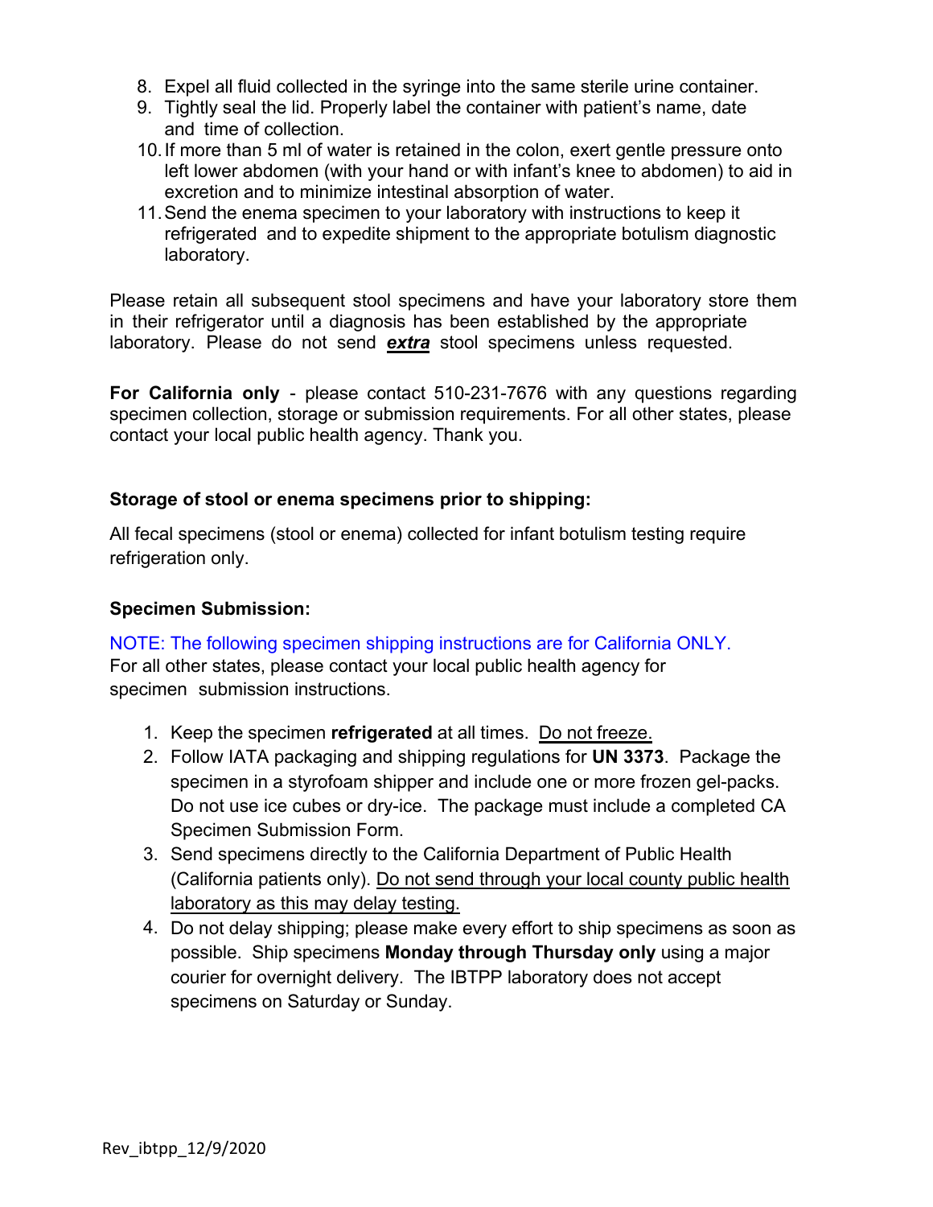8. Expel all fluid collected in the syringe into the same sterile urine container.
9. Tightly seal the lid. Properly label the container with patient's name, date and time of collection.
10. If more than 5 ml of water is retained in the colon, exert gentle pressure onto left lower abdomen (with your hand or with infant's knee to abdomen) to aid in excretion and to minimize intestinal absorption of water.
11. Send the enema specimen to your laboratory with instructions to keep it refrigerated and to expedite shipment to the appropriate botulism diagnostic laboratory.

Please retain all subsequent stool specimens and have your laboratory store them in their refrigerator until a diagnosis has been established by the appropriate laboratory. Please do not send ***extra*** stool specimens unless requested.

**For California only** - please contact 510-231-7676 with any questions regarding specimen collection, storage or submission requirements. For all other states, please contact your local public health agency. Thank you.

**Storage of stool or enema specimens prior to shipping:**

All fecal specimens (stool or enema) collected for infant botulism testing require refrigeration only.

**Specimen Submission:**

NOTE: The following specimen shipping instructions are for California ONLY. For all other states, please contact your local public health agency for specimen submission instructions.

1. Keep the specimen **refrigerated** at all times. Do not freeze.
2. Follow IATA packaging and shipping regulations for **UN 3373**. Package the specimen in a styrofoam shipper and include one or more frozen gel-packs. Do not use ice cubes or dry-ice. The package must include a completed CA Specimen Submission Form.
3. Send specimens directly to the California Department of Public Health (California patients only). Do not send through your local county public health laboratory as this may delay testing.
4. Do not delay shipping; please make every effort to ship specimens as soon as possible. Ship specimens **Monday through Thursday only** using a major courier for overnight delivery. The IBTPP laboratory does not accept specimens on Saturday or Sunday.

Rev_ibtpp_12/9/2020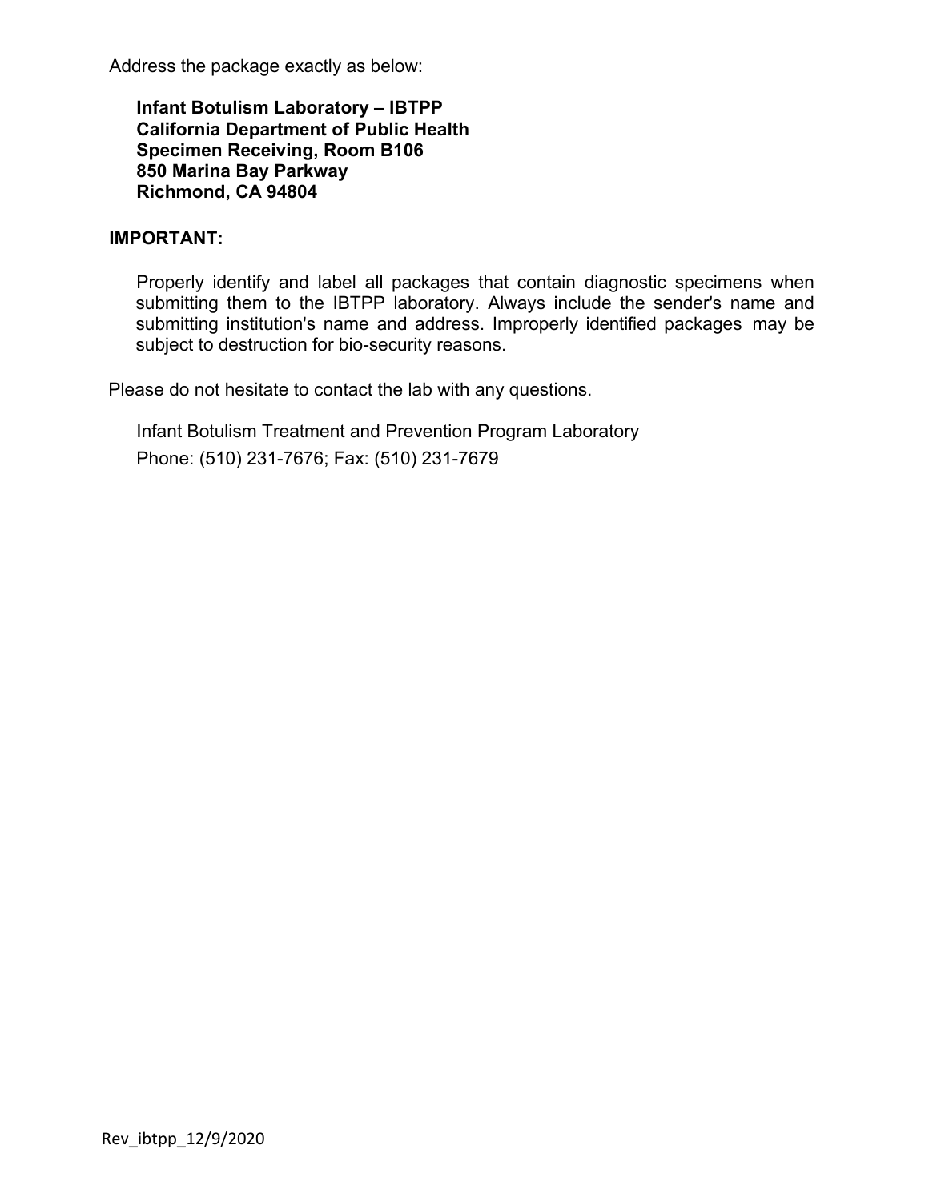Address the package exactly as below:

**Infant Botulism Laboratory – IBTPP**
**California Department of Public Health**
**Specimen Receiving, Room B106**
**850 Marina Bay Parkway**
**Richmond, CA 94804**

**IMPORTANT:**

Properly identify and label all packages that contain diagnostic specimens when submitting them to the IBTPP laboratory. Always include the sender's name and submitting institution's name and address. Improperly identified packages may be subject to destruction for bio-security reasons.

Please do not hesitate to contact the lab with any questions.

Infant Botulism Treatment and Prevention Program Laboratory
Phone: (510) 231-7676; Fax: (510) 231-7679

Rev_ibtpp_12/9/2020